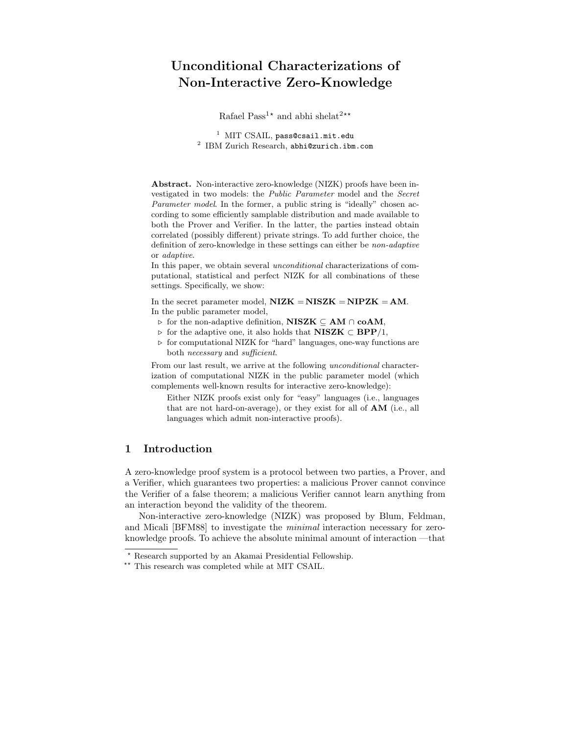# Unconditional Characterizations of Non-Interactive Zero-Knowledge

Rafael Pass[1*] and abhi shelat[2**]

[1] MIT CSAIL, pass@csail.mit.edu
[2] IBM Zurich Research, abhi@zurich.ibm.com

**Abstract.** Non-interactive zero-knowledge (NIZK) proofs have been investigated in two models: the *Public Parameter* model and the *Secret Parameter model*. In the former, a public string is "ideally" chosen according to some efficiently samplable distribution and made available to both the Prover and Verifier. In the latter, the parties instead obtain correlated (possibly different) private strings. To add further choice, the definition of zero-knowledge in these settings can either be *non-adaptive* or *adaptive*.

In this paper, we obtain several *unconditional* characterizations of computational, statistical and perfect NIZK for all combinations of these settings. Specifically, we show:

In the secret parameter model, $\mathbf{NIZK} = \mathbf{NISZK} = \mathbf{NIPZK} = \mathbf{AM}$.
In the public parameter model,

- ▷ for the non-adaptive definition, $\mathbf{NISZK} \subseteq \mathbf{AM} \cap \mathbf{coAM}$,
- ▷ for the adaptive one, it also holds that $\mathbf{NISZK} \subset \mathbf{BPP}/1$,
- ▷ for computational NIZK for "hard" languages, one-way functions are both *necessary* and *sufficient*.

From our last result, we arrive at the following *unconditional* characterization of computational NIZK in the public parameter model (which complements well-known results for interactive zero-knowledge):

> Either NIZK proofs exist only for "easy" languages (i.e., languages that are not hard-on-average), or they exist for all of **AM** (i.e., all languages which admit non-interactive proofs).

## 1 Introduction

A zero-knowledge proof system is a protocol between two parties, a Prover, and a Verifier, which guarantees two properties: a malicious Prover cannot convince the Verifier of a false theorem; a malicious Verifier cannot learn anything from an interaction beyond the validity of the theorem.

Non-interactive zero-knowledge (NIZK) was proposed by Blum, Feldman, and Micali [BFM88] to investigate the *minimal* interaction necessary for zero-knowledge proofs. To achieve the absolute minimal amount of interaction —that

---

\* Research supported by an Akamai Presidential Fellowship.
\*\* This research was completed while at MIT CSAIL.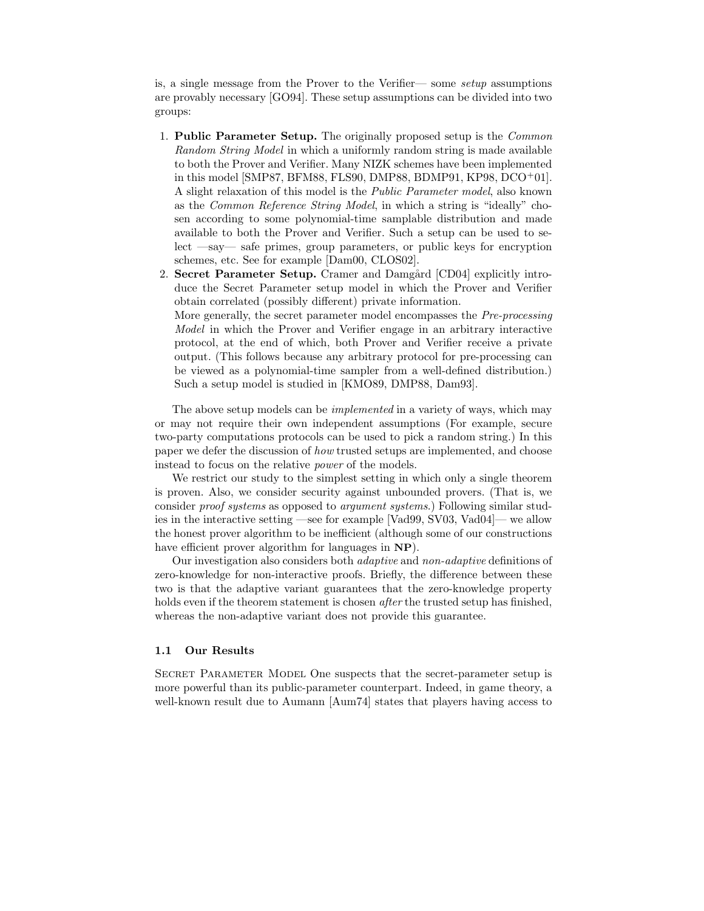is, a single message from the Prover to the Verifier— some *setup* assumptions are provably necessary [GO94]. These setup assumptions can be divided into two groups:

1. **Public Parameter Setup.** The originally proposed setup is the *Common Random String Model* in which a uniformly random string is made available to both the Prover and Verifier. Many NIZK schemes have been implemented in this model [SMP87, BFM88, FLS90, DMP88, BDMP91, KP98, DCO+01]. A slight relaxation of this model is the *Public Parameter model*, also known as the *Common Reference String Model*, in which a string is "ideally" chosen according to some polynomial-time samplable distribution and made available to both the Prover and Verifier. Such a setup can be used to select —say— safe primes, group parameters, or public keys for encryption schemes, etc. See for example [Dam00, CLOS02].
2. **Secret Parameter Setup.** Cramer and Damgård [CD04] explicitly introduce the Secret Parameter setup model in which the Prover and Verifier obtain correlated (possibly different) private information.
   More generally, the secret parameter model encompasses the *Pre-processing Model* in which the Prover and Verifier engage in an arbitrary interactive protocol, at the end of which, both Prover and Verifier receive a private output. (This follows because any arbitrary protocol for pre-processing can be viewed as a polynomial-time sampler from a well-defined distribution.) Such a setup model is studied in [KMO89, DMP88, Dam93].

The above setup models can be *implemented* in a variety of ways, which may or may not require their own independent assumptions (For example, secure two-party computations protocols can be used to pick a random string.) In this paper we defer the discussion of *how* trusted setups are implemented, and choose instead to focus on the relative *power* of the models.

We restrict our study to the simplest setting in which only a single theorem is proven. Also, we consider security against unbounded provers. (That is, we consider *proof systems* as opposed to *argument systems*.) Following similar studies in the interactive setting —see for example [Vad99, SV03, Vad04]— we allow the honest prover algorithm to be inefficient (although some of our constructions have efficient prover algorithm for languages in **NP**).

Our investigation also considers both *adaptive* and *non-adaptive* definitions of zero-knowledge for non-interactive proofs. Briefly, the difference between these two is that the adaptive variant guarantees that the zero-knowledge property holds even if the theorem statement is chosen *after* the trusted setup has finished, whereas the non-adaptive variant does not provide this guarantee.

### 1.1 Our Results

Secret Parameter Model One suspects that the secret-parameter setup is more powerful than its public-parameter counterpart. Indeed, in game theory, a well-known result due to Aumann [Aum74] states that players having access to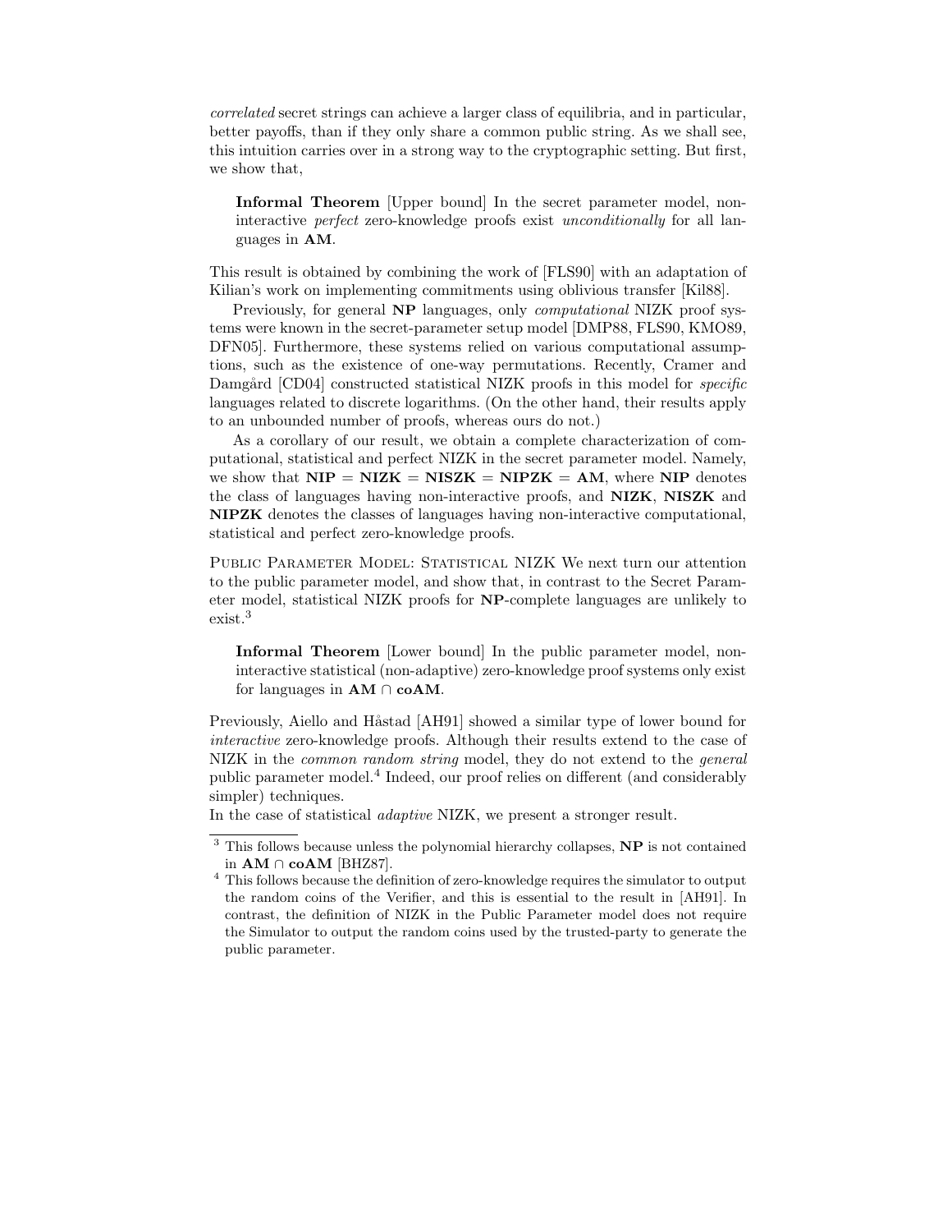*correlated* secret strings can achieve a larger class of equilibria, and in particular, better payoffs, than if they only share a common public string. As we shall see, this intuition carries over in a strong way to the cryptographic setting. But first, we show that,

> **Informal Theorem** [Upper bound] In the secret parameter model, non-interactive *perfect* zero-knowledge proofs exist *unconditionally* for all languages in **AM**.

This result is obtained by combining the work of [FLS90] with an adaptation of Kilian's work on implementing commitments using oblivious transfer [Kil88].

Previously, for general **NP** languages, only *computational* NIZK proof systems were known in the secret-parameter setup model [DMP88, FLS90, KMO89, DFN05]. Furthermore, these systems relied on various computational assumptions, such as the existence of one-way permutations. Recently, Cramer and Damgård [CD04] constructed statistical NIZK proofs in this model for *specific* languages related to discrete logarithms. (On the other hand, their results apply to an unbounded number of proofs, whereas ours do not.)

As a corollary of our result, we obtain a complete characterization of computational, statistical and perfect NIZK in the secret parameter model. Namely, we show that **NIP** = **NIZK** = **NISZK** = **NIPZK** = **AM**, where **NIP** denotes the class of languages having non-interactive proofs, and **NIZK**, **NISZK** and **NIPZK** denotes the classes of languages having non-interactive computational, statistical and perfect zero-knowledge proofs.

Public Parameter Model: Statistical NIZK We next turn our attention to the public parameter model, and show that, in contrast to the Secret Parameter model, statistical NIZK proofs for **NP**-complete languages are unlikely to exist.[3]

> **Informal Theorem** [Lower bound] In the public parameter model, non-interactive statistical (non-adaptive) zero-knowledge proof systems only exist for languages in **AM** ∩ **coAM**.

Previously, Aiello and Håstad [AH91] showed a similar type of lower bound for *interactive* zero-knowledge proofs. Although their results extend to the case of NIZK in the *common random string* model, they do not extend to the *general* public parameter model.[4] Indeed, our proof relies on different (and considerably simpler) techniques.

In the case of statistical *adaptive* NIZK, we present a stronger result.

---

[3] This follows because unless the polynomial hierarchy collapses, **NP** is not contained in **AM** ∩ **coAM** [BHZ87].

[4] This follows because the definition of zero-knowledge requires the simulator to output the random coins of the Verifier, and this is essential to the result in [AH91]. In contrast, the definition of NIZK in the Public Parameter model does not require the Simulator to output the random coins used by the trusted-party to generate the public parameter.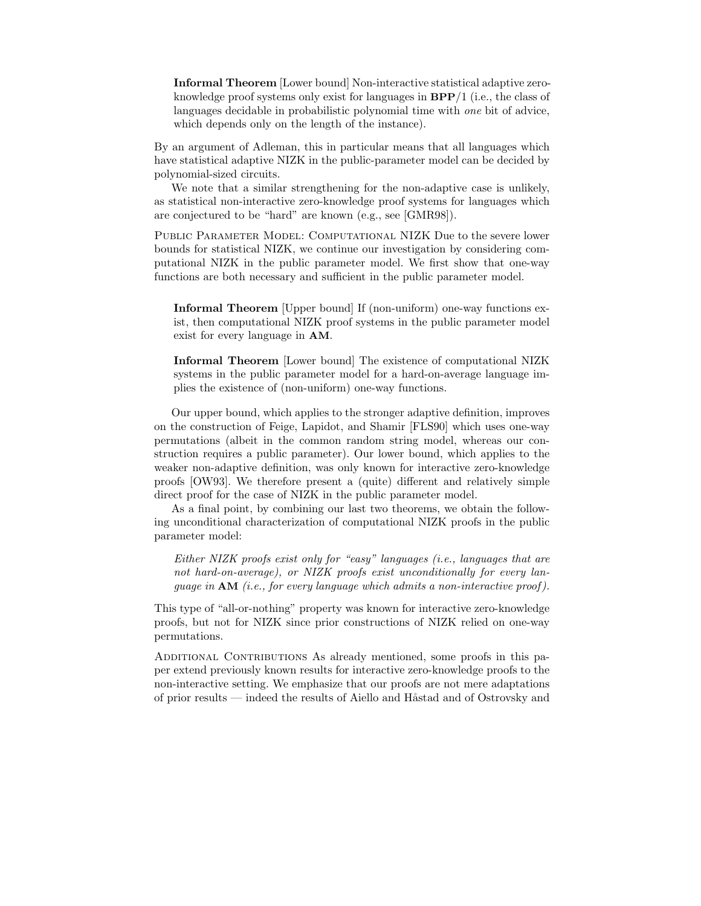**Informal Theorem** [Lower bound] Non-interactive statistical adaptive zero-knowledge proof systems only exist for languages in **BPP**/1 (i.e., the class of languages decidable in probabilistic polynomial time with *one* bit of advice, which depends only on the length of the instance).

By an argument of Adleman, this in particular means that all languages which have statistical adaptive NIZK in the public-parameter model can be decided by polynomial-sized circuits.

We note that a similar strengthening for the non-adaptive case is unlikely, as statistical non-interactive zero-knowledge proof systems for languages which are conjectured to be "hard" are known (e.g., see [GMR98]).

Public Parameter Model: Computational NIZK Due to the severe lower bounds for statistical NIZK, we continue our investigation by considering computational NIZK in the public parameter model. We first show that one-way functions are both necessary and sufficient in the public parameter model.

**Informal Theorem** [Upper bound] If (non-uniform) one-way functions exist, then computational NIZK proof systems in the public parameter model exist for every language in **AM**.

**Informal Theorem** [Lower bound] The existence of computational NIZK systems in the public parameter model for a hard-on-average language implies the existence of (non-uniform) one-way functions.

Our upper bound, which applies to the stronger adaptive definition, improves on the construction of Feige, Lapidot, and Shamir [FLS90] which uses one-way permutations (albeit in the common random string model, whereas our construction requires a public parameter). Our lower bound, which applies to the weaker non-adaptive definition, was only known for interactive zero-knowledge proofs [OW93]. We therefore present a (quite) different and relatively simple direct proof for the case of NIZK in the public parameter model.

As a final point, by combining our last two theorems, we obtain the following unconditional characterization of computational NIZK proofs in the public parameter model:

*Either NIZK proofs exist only for "easy" languages (i.e., languages that are not hard-on-average), or NIZK proofs exist unconditionally for every language in* **AM** *(i.e., for every language which admits a non-interactive proof).*

This type of "all-or-nothing" property was known for interactive zero-knowledge proofs, but not for NIZK since prior constructions of NIZK relied on one-way permutations.

Additional Contributions As already mentioned, some proofs in this paper extend previously known results for interactive zero-knowledge proofs to the non-interactive setting. We emphasize that our proofs are not mere adaptations of prior results — indeed the results of Aiello and Håstad and of Ostrovsky and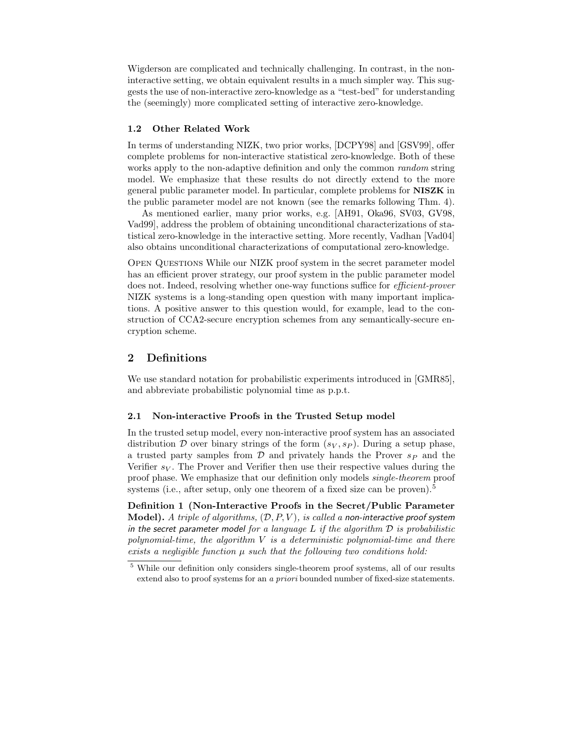Wigderson are complicated and technically challenging. In contrast, in the non-interactive setting, we obtain equivalent results in a much simpler way. This suggests the use of non-interactive zero-knowledge as a "test-bed" for understanding the (seemingly) more complicated setting of interactive zero-knowledge.

### 1.2 Other Related Work

In terms of understanding NIZK, two prior works, [DCPY98] and [GSV99], offer complete problems for non-interactive statistical zero-knowledge. Both of these works apply to the non-adaptive definition and only the common *random* string model. We emphasize that these results do not directly extend to the more general public parameter model. In particular, complete problems for **NISZK** in the public parameter model are not known (see the remarks following Thm. 4).

As mentioned earlier, many prior works, e.g. [AH91, Oka96, SV03, GV98, Vad99], address the problem of obtaining unconditional characterizations of statistical zero-knowledge in the interactive setting. More recently, Vadhan [Vad04] also obtains unconditional characterizations of computational zero-knowledge.

Open Questions While our NIZK proof system in the secret parameter model has an efficient prover strategy, our proof system in the public parameter model does not. Indeed, resolving whether one-way functions suffice for *efficient-prover* NIZK systems is a long-standing open question with many important implications. A positive answer to this question would, for example, lead to the construction of CCA2-secure encryption schemes from any semantically-secure encryption scheme.

## 2 Definitions

We use standard notation for probabilistic experiments introduced in [GMR85], and abbreviate probabilistic polynomial time as p.p.t.

### 2.1 Non-interactive Proofs in the Trusted Setup model

In the trusted setup model, every non-interactive proof system has an associated distribution $\mathcal{D}$ over binary strings of the form $(s_V, s_P)$. During a setup phase, a trusted party samples from $\mathcal{D}$ and privately hands the Prover $s_P$ and the Verifier $s_V$. The Prover and Verifier then use their respective values during the proof phase. We emphasize that our definition only models *single-theorem* proof systems (i.e., after setup, only one theorem of a fixed size can be proven).[5]

**Definition 1 (Non-Interactive Proofs in the Secret/Public Parameter Model).** *A triple of algorithms, $(\mathcal{D}, P, V)$, is called a non-interactive proof system in the secret parameter model for a language $L$ if the algorithm $\mathcal{D}$ is probabilistic polynomial-time, the algorithm $V$ is a deterministic polynomial-time and there exists a negligible function $\mu$ such that the following two conditions hold:*

[5] While our definition only considers single-theorem proof systems, all of our results extend also to proof systems for an *a priori* bounded number of fixed-size statements.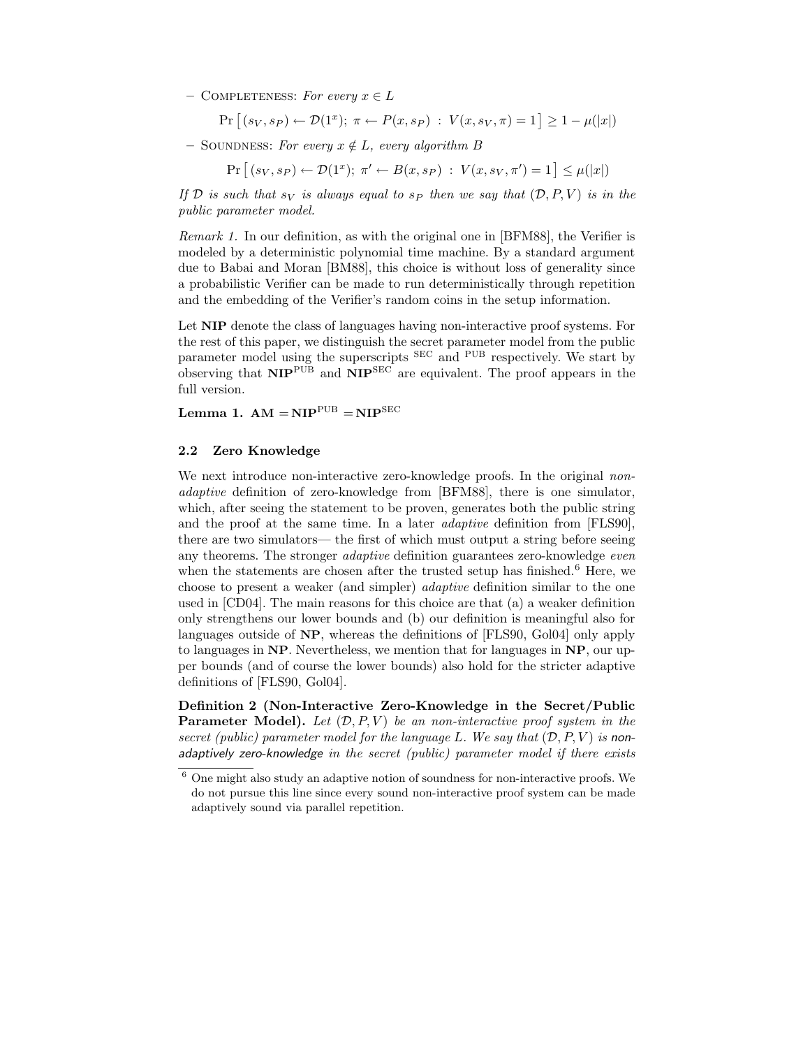– Completeness: *For every* $x \in L$

$$\Pr\left[\, (s_V, s_P) \leftarrow \mathcal{D}(1^x);\ \pi \leftarrow P(x, s_P)\ :\ V(x, s_V, \pi) = 1 \,\right] \geq 1 - \mu(|x|)$$

– Soundness: *For every* $x \notin L$*, every algorithm* $B$

$$\Pr\left[\, (s_V, s_P) \leftarrow \mathcal{D}(1^x);\ \pi' \leftarrow B(x, s_P)\ :\ V(x, s_V, \pi') = 1 \,\right] \leq \mu(|x|)$$

*If* $\mathcal{D}$ *is such that* $s_V$ *is always equal to* $s_P$ *then we say that* $(\mathcal{D}, P, V)$ *is in the public parameter model.*

*Remark 1.* In our definition, as with the original one in [BFM88], the Verifier is modeled by a deterministic polynomial time machine. By a standard argument due to Babai and Moran [BM88], this choice is without loss of generality since a probabilistic Verifier can be made to run deterministically through repetition and the embedding of the Verifier's random coins in the setup information.

Let **NIP** denote the class of languages having non-interactive proof systems. For the rest of this paper, we distinguish the secret parameter model from the public parameter model using the superscripts SEC and PUB respectively. We start by observing that $\mathbf{NIP}^{\mathrm{PUB}}$ and $\mathbf{NIP}^{\mathrm{SEC}}$ are equivalent. The proof appears in the full version.

**Lemma 1.** $\mathbf{AM} = \mathbf{NIP}^{\mathrm{PUB}} = \mathbf{NIP}^{\mathrm{SEC}}$

### 2.2 Zero Knowledge

We next introduce non-interactive zero-knowledge proofs. In the original *non-adaptive* definition of zero-knowledge from [BFM88], there is one simulator, which, after seeing the statement to be proven, generates both the public string and the proof at the same time. In a later *adaptive* definition from [FLS90], there are two simulators— the first of which must output a string before seeing any theorems. The stronger *adaptive* definition guarantees zero-knowledge *even* when the statements are chosen after the trusted setup has finished.[6] Here, we choose to present a weaker (and simpler) *adaptive* definition similar to the one used in [CD04]. The main reasons for this choice are that (a) a weaker definition only strengthens our lower bounds and (b) our definition is meaningful also for languages outside of **NP**, whereas the definitions of [FLS90, Gol04] only apply to languages in **NP**. Nevertheless, we mention that for languages in **NP**, our upper bounds (and of course the lower bounds) also hold for the stricter adaptive definitions of [FLS90, Gol04].

**Definition 2 (Non-Interactive Zero-Knowledge in the Secret/Public Parameter Model).** *Let* $(\mathcal{D}, P, V)$ *be an non-interactive proof system in the secret (public) parameter model for the language* $L$*. We say that* $(\mathcal{D}, P, V)$ *is non-adaptively zero-knowledge in the secret (public) parameter model if there exists*

[6] One might also study an adaptive notion of soundness for non-interactive proofs. We do not pursue this line since every sound non-interactive proof system can be made adaptively sound via parallel repetition.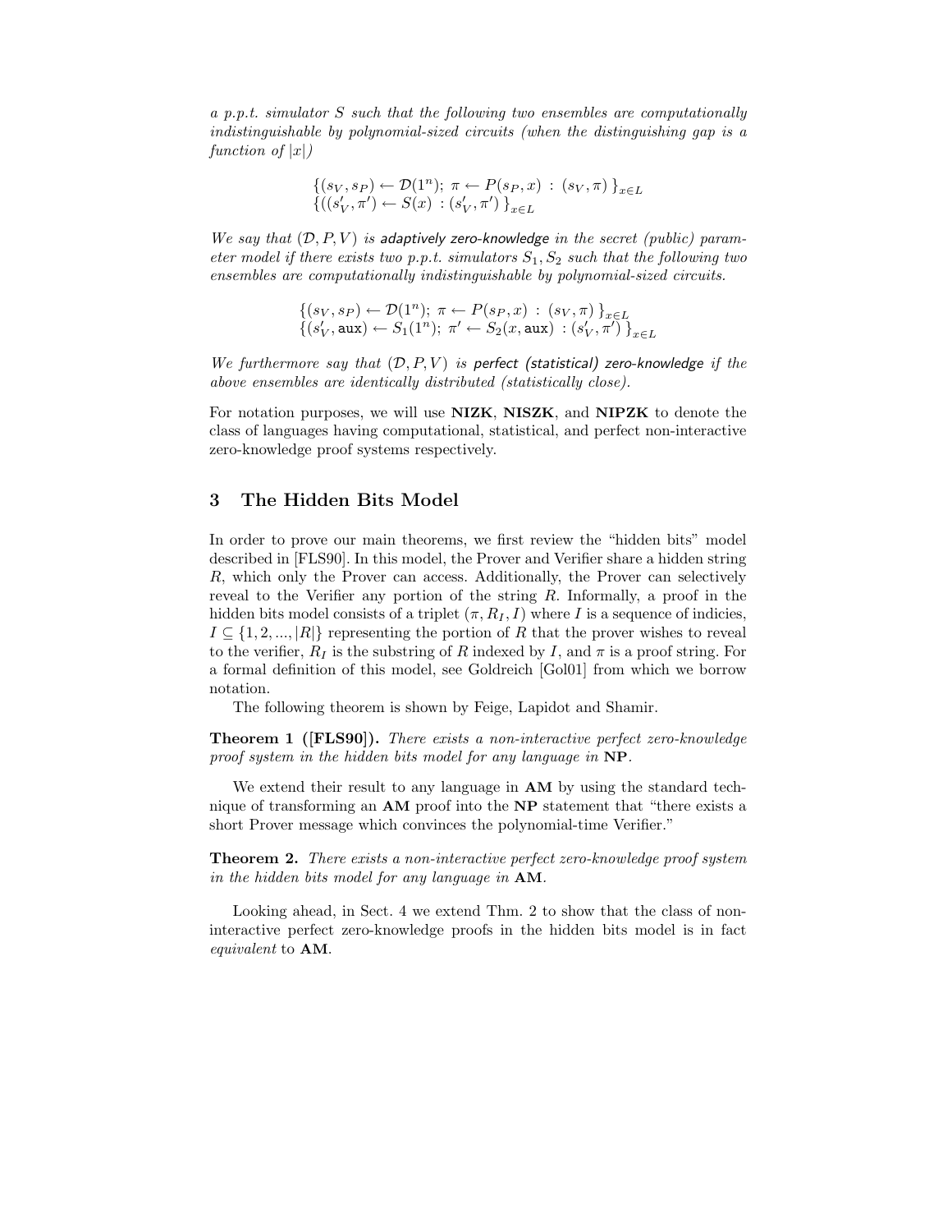*a p.p.t. simulator $S$ such that the following two ensembles are computationally indistinguishable by polynomial-sized circuits (when the distinguishing gap is a function of $|x|$)*

$$\{(s_V, s_P) \leftarrow \mathcal{D}(1^n);\ \pi \leftarrow P(s_P, x)\ :\ (s_V, \pi)\ \}_{x \in L}$$
$$\{((s'_V, \pi') \leftarrow S(x)\ :(s'_V, \pi')\ \}_{x \in L}$$

*We say that $(\mathcal{D}, P, V)$ is* adaptively zero-knowledge *in the secret (public) parameter model if there exists two p.p.t. simulators $S_1, S_2$ such that the following two ensembles are computationally indistinguishable by polynomial-sized circuits.*

$$\{(s_V, s_P) \leftarrow \mathcal{D}(1^n);\ \pi \leftarrow P(s_P, x)\ :\ (s_V, \pi)\ \}_{x \in L}$$
$$\{(s'_V, \mathsf{aux}) \leftarrow S_1(1^n);\ \pi' \leftarrow S_2(x, \mathsf{aux})\ :(s'_V, \pi')\ \}_{x \in L}$$

*We furthermore say that $(\mathcal{D}, P, V)$ is* perfect (statistical) zero-knowledge *if the above ensembles are identically distributed (statistically close).*

For notation purposes, we will use **NIZK**, **NISZK**, and **NIPZK** to denote the class of languages having computational, statistical, and perfect non-interactive zero-knowledge proof systems respectively.

## 3 The Hidden Bits Model

In order to prove our main theorems, we first review the "hidden bits" model described in [FLS90]. In this model, the Prover and Verifier share a hidden string $R$, which only the Prover can access. Additionally, the Prover can selectively reveal to the Verifier any portion of the string $R$. Informally, a proof in the hidden bits model consists of a triplet $(\pi, R_I, I)$ where $I$ is a sequence of indicies, $I \subseteq \{1, 2, ..., |R|\}$ representing the portion of $R$ that the prover wishes to reveal to the verifier, $R_I$ is the substring of $R$ indexed by $I$, and $\pi$ is a proof string. For a formal definition of this model, see Goldreich [Gol01] from which we borrow notation.

The following theorem is shown by Feige, Lapidot and Shamir.

**Theorem 1 ([FLS90]).** *There exists a non-interactive perfect zero-knowledge proof system in the hidden bits model for any language in* **NP**.

We extend their result to any language in **AM** by using the standard technique of transforming an **AM** proof into the **NP** statement that "there exists a short Prover message which convinces the polynomial-time Verifier."

**Theorem 2.** *There exists a non-interactive perfect zero-knowledge proof system in the hidden bits model for any language in* **AM**.

Looking ahead, in Sect. 4 we extend Thm. 2 to show that the class of non-interactive perfect zero-knowledge proofs in the hidden bits model is in fact *equivalent* to **AM**.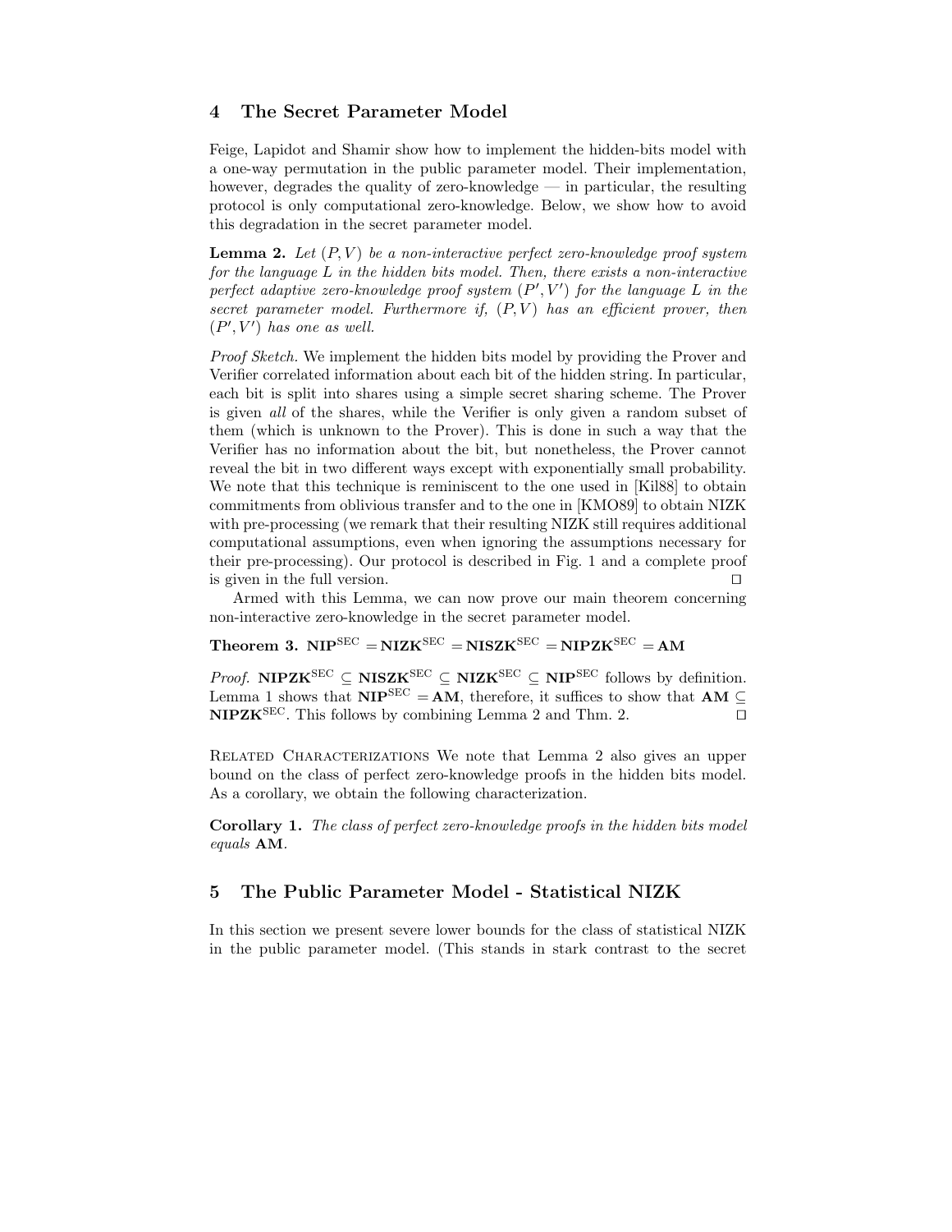## 4 The Secret Parameter Model

Feige, Lapidot and Shamir show how to implement the hidden-bits model with a one-way permutation in the public parameter model. Their implementation, however, degrades the quality of zero-knowledge — in particular, the resulting protocol is only computational zero-knowledge. Below, we show how to avoid this degradation in the secret parameter model.

**Lemma 2.** *Let $(P, V)$ be a non-interactive perfect zero-knowledge proof system for the language $L$ in the hidden bits model. Then, there exists a non-interactive perfect adaptive zero-knowledge proof system $(P', V')$ for the language $L$ in the secret parameter model. Furthermore if, $(P, V)$ has an efficient prover, then $(P', V')$ has one as well.*

*Proof Sketch.* We implement the hidden bits model by providing the Prover and Verifier correlated information about each bit of the hidden string. In particular, each bit is split into shares using a simple secret sharing scheme. The Prover is given *all* of the shares, while the Verifier is only given a random subset of them (which is unknown to the Prover). This is done in such a way that the Verifier has no information about the bit, but nonetheless, the Prover cannot reveal the bit in two different ways except with exponentially small probability. We note that this technique is reminiscent to the one used in [Kil88] to obtain commitments from oblivious transfer and to the one in [KMO89] to obtain NIZK with pre-processing (we remark that their resulting NIZK still requires additional computational assumptions, even when ignoring the assumptions necessary for their pre-processing). Our protocol is described in Fig. 1 and a complete proof is given in the full version. □

Armed with this Lemma, we can now prove our main theorem concerning non-interactive zero-knowledge in the secret parameter model.

**Theorem 3.** $\mathbf{NIP}^{\mathrm{SEC}} = \mathbf{NIZK}^{\mathrm{SEC}} = \mathbf{NISZK}^{\mathrm{SEC}} = \mathbf{NIPZK}^{\mathrm{SEC}} = \mathbf{AM}$

*Proof.* $\mathbf{NIPZK}^{\mathrm{SEC}} \subseteq \mathbf{NISZK}^{\mathrm{SEC}} \subseteq \mathbf{NIZK}^{\mathrm{SEC}} \subseteq \mathbf{NIP}^{\mathrm{SEC}}$ follows by definition. Lemma 1 shows that $\mathbf{NIP}^{\mathrm{SEC}} = \mathbf{AM}$, therefore, it suffices to show that $\mathbf{AM} \subseteq \mathbf{NIPZK}^{\mathrm{SEC}}$. This follows by combining Lemma 2 and Thm. 2. □

Related Characterizations We note that Lemma 2 also gives an upper bound on the class of perfect zero-knowledge proofs in the hidden bits model. As a corollary, we obtain the following characterization.

**Corollary 1.** *The class of perfect zero-knowledge proofs in the hidden bits model equals* **AM**.

## 5 The Public Parameter Model - Statistical NIZK

In this section we present severe lower bounds for the class of statistical NIZK in the public parameter model. (This stands in stark contrast to the secret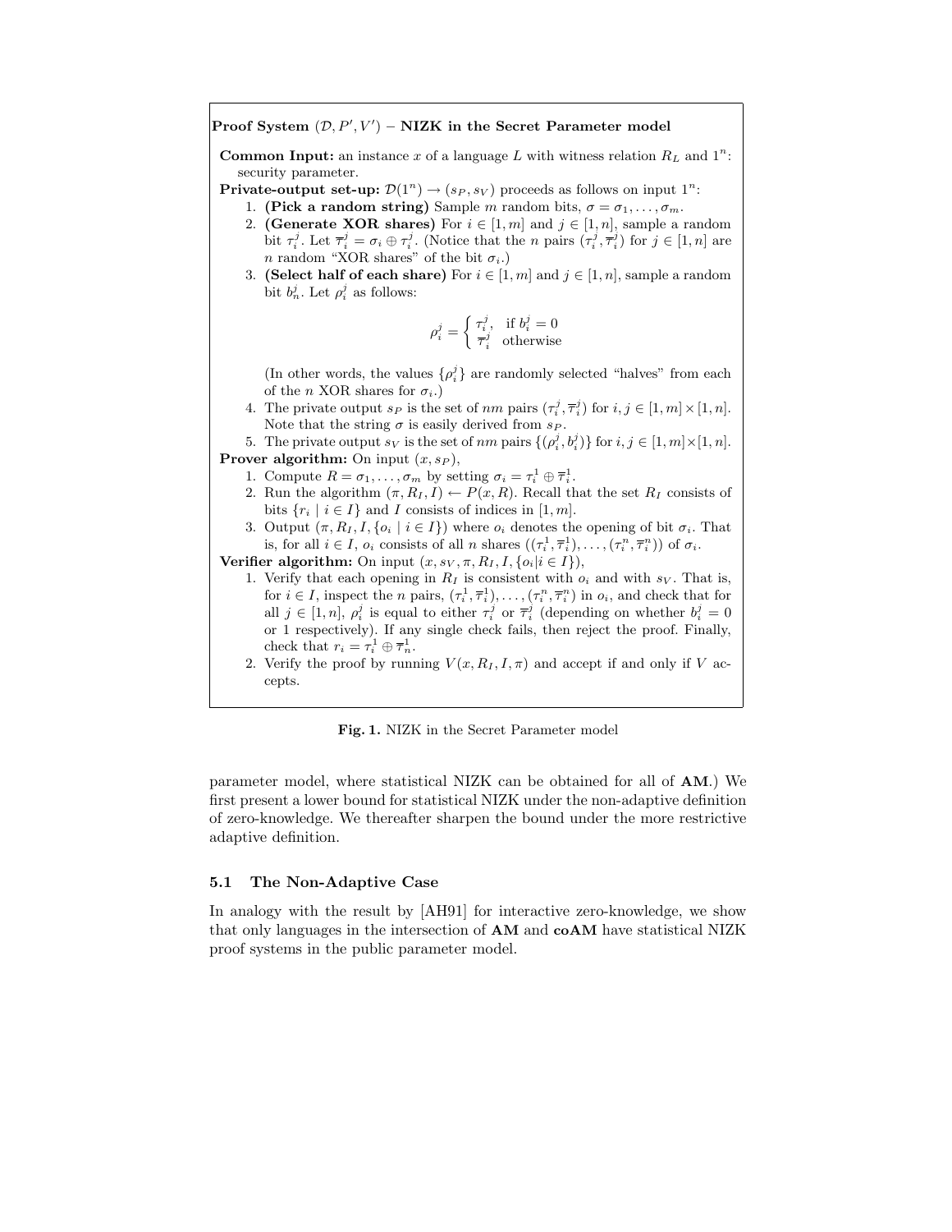**Proof System $(\mathcal{D}, P', V')$ – NIZK in the Secret Parameter model**

**Common Input:** an instance $x$ of a language $L$ with witness relation $R_L$ and $1^n$: security parameter.

**Private-output set-up:** $\mathcal{D}(1^n) \rightarrow (s_P, s_V)$ proceeds as follows on input $1^n$:

1. **(Pick a random string)** Sample $m$ random bits, $\sigma = \sigma_1, \ldots, \sigma_m$.
2. **(Generate XOR shares)** For $i \in [1, m]$ and $j \in [1, n]$, sample a random bit $\tau_i^j$. Let $\overline{\tau}_i^j = \sigma_i \oplus \tau_i^j$. (Notice that the $n$ pairs $(\tau_i^j, \overline{\tau}_i^j)$ for $j \in [1, n]$ are $n$ random "XOR shares" of the bit $\sigma_i$.)
3. **(Select half of each share)** For $i \in [1, m]$ and $j \in [1, n]$, sample a random bit $b_n^j$. Let $\rho_i^j$ as follows:
$$\rho_i^j = \begin{cases} \tau_i^j, & \text{if } b_i^j = 0 \\ \overline{\tau}_i^j & \text{otherwise} \end{cases}$$
(In other words, the values $\{\rho_i^j\}$ are randomly selected "halves" from each of the $n$ XOR shares for $\sigma_i$.)
4. The private output $s_P$ is the set of $nm$ pairs $(\tau_i^j, \overline{\tau}_i^j)$ for $i, j \in [1, m] \times [1, n]$. Note that the string $\sigma$ is easily derived from $s_P$.
5. The private output $s_V$ is the set of $nm$ pairs $\{(\rho_i^j, b_i^j)\}$ for $i, j \in [1, m] \times [1, n]$.

**Prover algorithm:** On input $(x, s_P)$,

1. Compute $R = \sigma_1, \ldots, \sigma_m$ by setting $\sigma_i = \tau_i^1 \oplus \overline{\tau}_i^1$.
2. Run the algorithm $(\pi, R_I, I) \leftarrow P(x, R)$. Recall that the set $R_I$ consists of bits $\{r_i \mid i \in I\}$ and $I$ consists of indices in $[1, m]$.
3. Output $(\pi, R_I, I, \{o_i \mid i \in I\})$ where $o_i$ denotes the opening of bit $\sigma_i$. That is, for all $i \in I$, $o_i$ consists of all $n$ shares $((\tau_i^1, \overline{\tau}_i^1), \ldots, (\tau_i^n, \overline{\tau}_i^n))$ of $\sigma_i$.

**Verifier algorithm:** On input $(x, s_V, \pi, R_I, I, \{o_i | i \in I\})$,

1. Verify that each opening in $R_I$ is consistent with $o_i$ and with $s_V$. That is, for $i \in I$, inspect the $n$ pairs, $(\tau_i^1, \overline{\tau}_i^1), \ldots, (\tau_i^n, \overline{\tau}_i^n)$ in $o_i$, and check that for all $j \in [1, n]$, $\rho_i^j$ is equal to either $\tau_i^j$ or $\overline{\tau}_i^j$ (depending on whether $b_i^j = 0$ or 1 respectively). If any single check fails, then reject the proof. Finally, check that $r_i = \tau_i^1 \oplus \overline{\tau}_n^1$.
2. Verify the proof by running $V(x, R_I, I, \pi)$ and accept if and only if $V$ accepts.

**Fig. 1.** NIZK in the Secret Parameter model

parameter model, where statistical NIZK can be obtained for all of **AM**.) We first present a lower bound for statistical NIZK under the non-adaptive definition of zero-knowledge. We thereafter sharpen the bound under the more restrictive adaptive definition.

### 5.1 The Non-Adaptive Case

In analogy with the result by [AH91] for interactive zero-knowledge, we show that only languages in the intersection of **AM** and **coAM** have statistical NIZK proof systems in the public parameter model.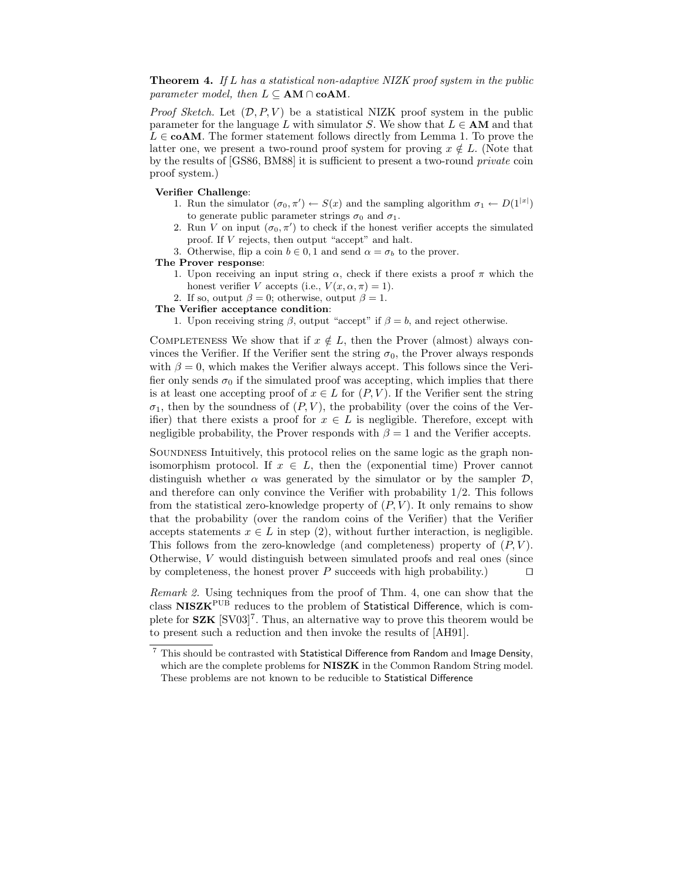**Theorem 4.** *If $L$ has a statistical non-adaptive NIZK proof system in the public parameter model, then $L \subseteq \mathbf{AM} \cap \mathbf{coAM}$.*

*Proof Sketch.* Let $(\mathcal{D}, P, V)$ be a statistical NIZK proof system in the public parameter for the language $L$ with simulator $S$. We show that $L \in \mathbf{AM}$ and that $L \in \mathbf{coAM}$. The former statement follows directly from Lemma 1. To prove the latter one, we present a two-round proof system for proving $x \notin L$. (Note that by the results of [GS86, BM88] it is sufficient to present a two-round *private* coin proof system.)

**Verifier Challenge**:

1. Run the simulator $(\sigma_0, \pi') \leftarrow S(x)$ and the sampling algorithm $\sigma_1 \leftarrow D(1^{|x|})$ to generate public parameter strings $\sigma_0$ and $\sigma_1$.
2. Run $V$ on input $(\sigma_0, \pi')$ to check if the honest verifier accepts the simulated proof. If $V$ rejects, then output "accept" and halt.
3. Otherwise, flip a coin $b \in 0, 1$ and send $\alpha = \sigma_b$ to the prover.

**The Prover response**:

1. Upon receiving an input string $\alpha$, check if there exists a proof $\pi$ which the honest verifier $V$ accepts (i.e., $V(x, \alpha, \pi) = 1$).
2. If so, output $\beta = 0$; otherwise, output $\beta = 1$.

**The Verifier acceptance condition**:

1. Upon receiving string $\beta$, output "accept" if $\beta = b$, and reject otherwise.

Completeness We show that if $x \notin L$, then the Prover (almost) always convinces the Verifier. If the Verifier sent the string $\sigma_0$, the Prover always responds with $\beta = 0$, which makes the Verifier always accept. This follows since the Verifier only sends $\sigma_0$ if the simulated proof was accepting, which implies that there is at least one accepting proof of $x \in L$ for $(P, V)$. If the Verifier sent the string $\sigma_1$, then by the soundness of $(P, V)$, the probability (over the coins of the Verifier) that there exists a proof for $x \in L$ is negligible. Therefore, except with negligible probability, the Prover responds with $\beta = 1$ and the Verifier accepts.

Soundness Intuitively, this protocol relies on the same logic as the graph non-isomorphism protocol. If $x \in L$, then the (exponential time) Prover cannot distinguish whether $\alpha$ was generated by the simulator or by the sampler $\mathcal{D}$, and therefore can only convince the Verifier with probability 1/2. This follows from the statistical zero-knowledge property of $(P, V)$. It only remains to show that the probability (over the random coins of the Verifier) that the Verifier accepts statements $x \in L$ in step (2), without further interaction, is negligible. This follows from the zero-knowledge (and completeness) property of $(P, V)$. Otherwise, $V$ would distinguish between simulated proofs and real ones (since by completeness, the honest prover $P$ succeeds with high probability.) ☐

*Remark 2.* Using techniques from the proof of Thm. 4, one can show that the class $\mathbf{NISZK}^{\mathrm{PUB}}$ reduces to the problem of Statistical Difference, which is complete for **SZK** [SV03][7]. Thus, an alternative way to prove this theorem would be to present such a reduction and then invoke the results of [AH91].

[7] This should be contrasted with Statistical Difference from Random and Image Density, which are the complete problems for **NISZK** in the Common Random String model. These problems are not known to be reducible to Statistical Difference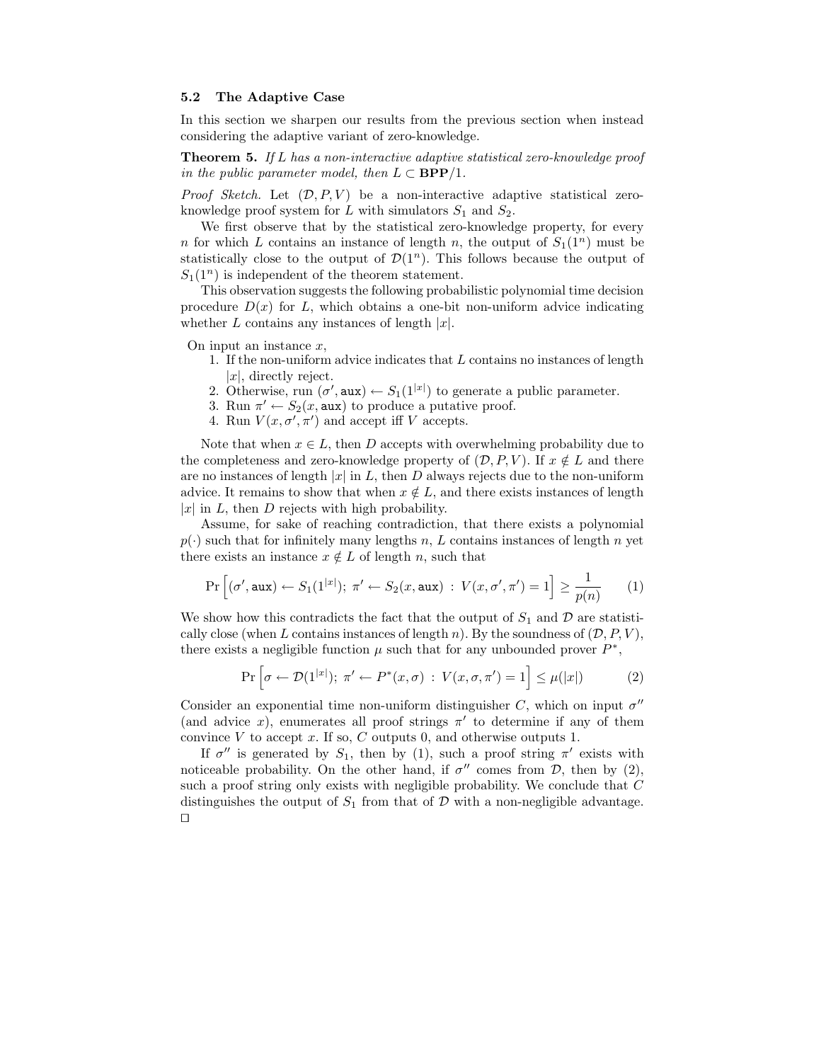### 5.2 The Adaptive Case

In this section we sharpen our results from the previous section when instead considering the adaptive variant of zero-knowledge.

**Theorem 5.** *If $L$ has a non-interactive adaptive statistical zero-knowledge proof in the public parameter model, then $L \subset \mathbf{BPP}/1$.*

*Proof Sketch.* Let $(\mathcal{D}, P, V)$ be a non-interactive adaptive statistical zero-knowledge proof system for $L$ with simulators $S_1$ and $S_2$.

We first observe that by the statistical zero-knowledge property, for every $n$ for which $L$ contains an instance of length $n$, the output of $S_1(1^n)$ must be statistically close to the output of $\mathcal{D}(1^n)$. This follows because the output of $S_1(1^n)$ is independent of the theorem statement.

This observation suggests the following probabilistic polynomial time decision procedure $D(x)$ for $L$, which obtains a one-bit non-uniform advice indicating whether $L$ contains any instances of length $|x|$.

On input an instance $x$,

1. If the non-uniform advice indicates that $L$ contains no instances of length $|x|$, directly reject.
2. Otherwise, run $(\sigma', \mathtt{aux}) \leftarrow S_1(1^{|x|})$ to generate a public parameter.
3. Run $\pi' \leftarrow S_2(x, \mathtt{aux})$ to produce a putative proof.
4. Run $V(x, \sigma', \pi')$ and accept iff $V$ accepts.

Note that when $x \in L$, then $D$ accepts with overwhelming probability due to the completeness and zero-knowledge property of $(\mathcal{D}, P, V)$. If $x \notin L$ and there are no instances of length $|x|$ in $L$, then $D$ always rejects due to the non-uniform advice. It remains to show that when $x \notin L$, and there exists instances of length $|x|$ in $L$, then $D$ rejects with high probability.

Assume, for sake of reaching contradiction, that there exists a polynomial $p(\cdot)$ such that for infinitely many lengths $n$, $L$ contains instances of length $n$ yet there exists an instance $x \notin L$ of length $n$, such that

$$\Pr\left[(\sigma', \mathtt{aux}) \leftarrow S_1(1^{|x|});\ \pi' \leftarrow S_2(x, \mathtt{aux})\ :\ V(x, \sigma', \pi') = 1\right] \geq \frac{1}{p(n)} \tag{1}$$

We show how this contradicts the fact that the output of $S_1$ and $\mathcal{D}$ are statistically close (when $L$ contains instances of length $n$). By the soundness of $(\mathcal{D}, P, V)$, there exists a negligible function $\mu$ such that for any unbounded prover $P^*$,

$$\Pr\left[\sigma \leftarrow \mathcal{D}(1^{|x|});\ \pi' \leftarrow P^*(x, \sigma)\ :\ V(x, \sigma, \pi') = 1\right] \leq \mu(|x|) \tag{2}$$

Consider an exponential time non-uniform distinguisher $C$, which on input $\sigma''$ (and advice $x$), enumerates all proof strings $\pi'$ to determine if any of them convince $V$ to accept $x$. If so, $C$ outputs 0, and otherwise outputs 1.

If $\sigma''$ is generated by $S_1$, then by (1), such a proof string $\pi'$ exists with noticeable probability. On the other hand, if $\sigma''$ comes from $\mathcal{D}$, then by (2), such a proof string only exists with negligible probability. We conclude that $C$ distinguishes the output of $S_1$ from that of $\mathcal{D}$ with a non-negligible advantage. □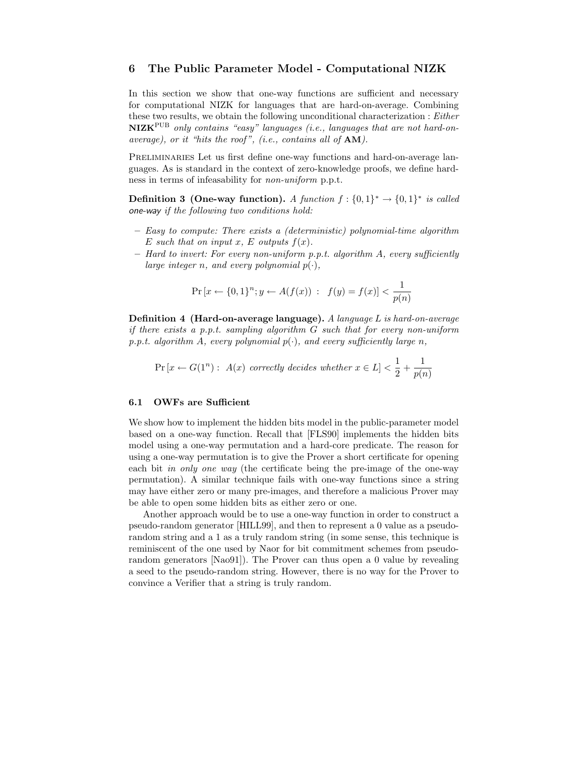## 6 The Public Parameter Model - Computational NIZK

In this section we show that one-way functions are sufficient and necessary for computational NIZK for languages that are hard-on-average. Combining these two results, we obtain the following unconditional characterization : *Either* $\mathbf{NIZK}^{\text{PUB}}$ *only contains "easy" languages (i.e., languages that are not hard-on-average), or it "hits the roof", (i.e., contains all of* **AM***).*

Preliminaries Let us first define one-way functions and hard-on-average languages. As is standard in the context of zero-knowledge proofs, we define hardness in terms of infeasability for *non-uniform* p.p.t.

**Definition 3 (One-way function).** *A function* $f : \{0,1\}^* \to \{0,1\}^*$ *is called* one-way *if the following two conditions hold:*

- *Easy to compute: There exists a (deterministic) polynomial-time algorithm* $E$ *such that on input* $x$*,* $E$ *outputs* $f(x)$*.*
- *Hard to invert: For every non-uniform p.p.t. algorithm* $A$*, every sufficiently large integer* $n$*, and every polynomial* $p(\cdot)$*,*

$$\Pr\left[x \leftarrow \{0,1\}^n; y \leftarrow A(f(x)) \;:\; f(y) = f(x)\right] < \frac{1}{p(n)}$$

**Definition 4 (Hard-on-average language).** *A language* $L$ *is hard-on-average if there exists a p.p.t. sampling algorithm* $G$ *such that for every non-uniform p.p.t. algorithm* $A$*, every polynomial* $p(\cdot)$*, and every sufficiently large* $n$*,*

$$\Pr\left[x \leftarrow G(1^n) : \; A(x) \text{ correctly decides whether } x \in L\right] < \frac{1}{2} + \frac{1}{p(n)}$$

### 6.1 OWFs are Sufficient

We show how to implement the hidden bits model in the public-parameter model based on a one-way function. Recall that [FLS90] implements the hidden bits model using a one-way permutation and a hard-core predicate. The reason for using a one-way permutation is to give the Prover a short certificate for opening each bit *in only one way* (the certificate being the pre-image of the one-way permutation). A similar technique fails with one-way functions since a string may have either zero or many pre-images, and therefore a malicious Prover may be able to open some hidden bits as either zero or one.

Another approach would be to use a one-way function in order to construct a pseudo-random generator [HILL99], and then to represent a 0 value as a pseudo-random string and a 1 as a truly random string (in some sense, this technique is reminiscent of the one used by Naor for bit commitment schemes from pseudo-random generators [Nao91]). The Prover can thus open a 0 value by revealing a seed to the pseudo-random string. However, there is no way for the Prover to convince a Verifier that a string is truly random.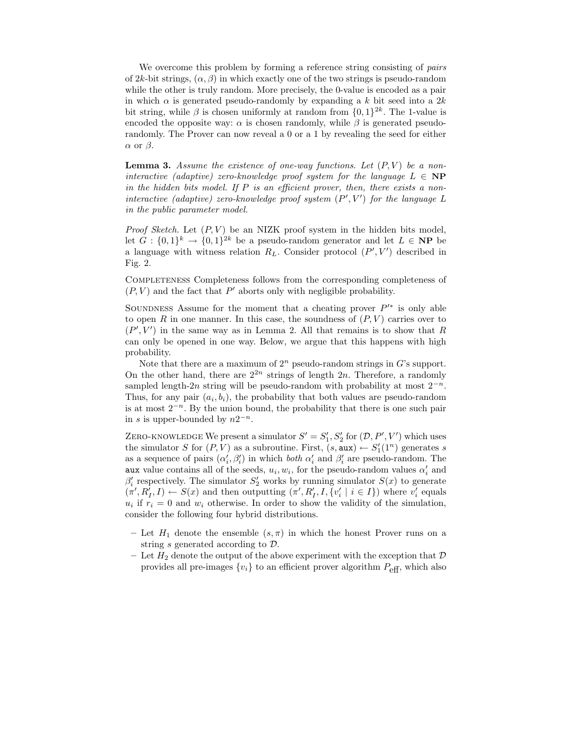We overcome this problem by forming a reference string consisting of *pairs* of $2k$-bit strings, $(\alpha, \beta)$ in which exactly one of the two strings is pseudo-random while the other is truly random. More precisely, the 0-value is encoded as a pair in which $\alpha$ is generated pseudo-randomly by expanding a $k$ bit seed into a $2k$ bit string, while $\beta$ is chosen uniformly at random from $\{0,1\}^{2k}$. The 1-value is encoded the opposite way: $\alpha$ is chosen randomly, while $\beta$ is generated pseudo-randomly. The Prover can now reveal a 0 or a 1 by revealing the seed for either $\alpha$ or $\beta$.

**Lemma 3.** *Assume the existence of one-way functions. Let $(P, V)$ be a non-interactive (adaptive) zero-knowledge proof system for the language $L \in$ **NP** in the hidden bits model. If $P$ is an efficient prover, then, there exists a non-interactive (adaptive) zero-knowledge proof system $(P', V')$ for the language $L$ in the public parameter model.*

*Proof Sketch.* Let $(P, V)$ be an NIZK proof system in the hidden bits model, let $G : \{0,1\}^k \to \{0,1\}^{2k}$ be a pseudo-random generator and let $L \in$ **NP** be a language with witness relation $R_L$. Consider protocol $(P', V')$ described in Fig. 2.

Completeness Completeness follows from the corresponding completeness of $(P, V)$ and the fact that $P'$ aborts only with negligible probability.

Soundness Assume for the moment that a cheating prover $P'^*$ is only able to open $R$ in one manner. In this case, the soundness of $(P, V)$ carries over to $(P', V')$ in the same way as in Lemma 2. All that remains is to show that $R$ can only be opened in one way. Below, we argue that this happens with high probability.

Note that there are a maximum of $2^n$ pseudo-random strings in $G$'s support. On the other hand, there are $2^{2n}$ strings of length $2n$. Therefore, a randomly sampled length-$2n$ string will be pseudo-random with probability at most $2^{-n}$. Thus, for any pair $(a_i, b_i)$, the probability that both values are pseudo-random is at most $2^{-n}$. By the union bound, the probability that there is one such pair in $s$ is upper-bounded by $n2^{-n}$.

Zero-knowledge We present a simulator $S' = S'_1, S'_2$ for $(\mathcal{D}, P', V')$ which uses the simulator $S$ for $(P, V)$ as a subroutine. First, $(s, \texttt{aux}) \leftarrow S'_1(1^n)$ generates $s$ as a sequence of pairs $(\alpha'_i, \beta'_i)$ in which *both* $\alpha'_i$ and $\beta'_i$ are pseudo-random. The $\texttt{aux}$ value contains all of the seeds, $u_i, w_i$, for the pseudo-random values $\alpha'_i$ and $\beta'_i$ respectively. The simulator $S'_2$ works by running simulator $S(x)$ to generate $(\pi', R'_I, I) \leftarrow S(x)$ and then outputting $(\pi', R'_I, I, \{v'_i \mid i \in I\})$ where $v'_i$ equals $u_i$ if $r_i = 0$ and $w_i$ otherwise. In order to show the validity of the simulation, consider the following four hybrid distributions.

- Let $H_1$ denote the ensemble $(s, \pi)$ in which the honest Prover runs on a string $s$ generated according to $\mathcal{D}$.
- Let $H_2$ denote the output of the above experiment with the exception that $\mathcal{D}$ provides all pre-images $\{v_i\}$ to an efficient prover algorithm $P_{\text{eff}}$, which also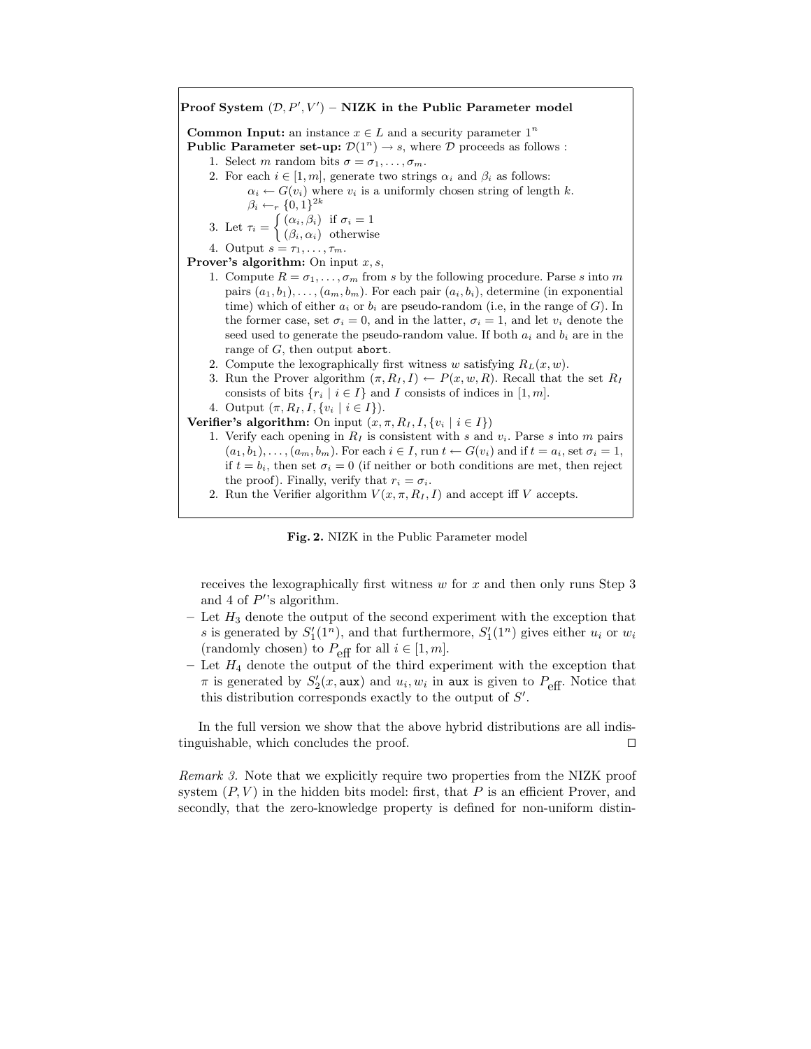**Proof System $(\mathcal{D}, P', V')$ – NIZK in the Public Parameter model**

**Common Input:** an instance $x \in L$ and a security parameter $1^n$

**Public Parameter set-up:** $\mathcal{D}(1^n) \rightarrow s$, where $\mathcal{D}$ proceeds as follows :

1. Select $m$ random bits $\sigma = \sigma_1, \ldots, \sigma_m$.
2. For each $i \in [1, m]$, generate two strings $\alpha_i$ and $\beta_i$ as follows:
   $\alpha_i \leftarrow G(v_i)$ where $v_i$ is a uniformly chosen string of length $k$.
   $\beta_i \leftarrow_r \{0,1\}^{2k}$
3. Let $\tau_i = \begin{cases} (\alpha_i, \beta_i) & \text{if } \sigma_i = 1 \\ (\beta_i, \alpha_i) & \text{otherwise} \end{cases}$
4. Output $s = \tau_1, \ldots, \tau_m$.

**Prover's algorithm:** On input $x, s$,

1. Compute $R = \sigma_1, \ldots, \sigma_m$ from $s$ by the following procedure. Parse $s$ into $m$ pairs $(a_1, b_1), \ldots, (a_m, b_m)$. For each pair $(a_i, b_i)$, determine (in exponential time) which of either $a_i$ or $b_i$ are pseudo-random (i.e, in the range of $G$). In the former case, set $\sigma_i = 0$, and in the latter, $\sigma_i = 1$, and let $v_i$ denote the seed used to generate the pseudo-random value. If both $a_i$ and $b_i$ are in the range of $G$, then output `abort`.
2. Compute the lexographically first witness $w$ satisfying $R_L(x, w)$.
3. Run the Prover algorithm $(\pi, R_I, I) \leftarrow P(x, w, R)$. Recall that the set $R_I$ consists of bits $\{r_i \mid i \in I\}$ and $I$ consists of indices in $[1, m]$.
4. Output $(\pi, R_I, I, \{v_i \mid i \in I\})$.

**Verifier's algorithm:** On input $(x, \pi, R_I, I, \{v_i \mid i \in I\})$

1. Verify each opening in $R_I$ is consistent with $s$ and $v_i$. Parse $s$ into $m$ pairs $(a_1, b_1), \ldots, (a_m, b_m)$. For each $i \in I$, run $t \leftarrow G(v_i)$ and if $t = a_i$, set $\sigma_i = 1$, if $t = b_i$, then set $\sigma_i = 0$ (if neither or both conditions are met, then reject the proof). Finally, verify that $r_i = \sigma_i$.
2. Run the Verifier algorithm $V(x, \pi, R_I, I)$ and accept iff $V$ accepts.

**Fig. 2.** NIZK in the Public Parameter model

receives the lexographically first witness $w$ for $x$ and then only runs Step 3 and 4 of $P'$'s algorithm.

- Let $H_3$ denote the output of the second experiment with the exception that $s$ is generated by $S_1'(1^n)$, and that furthermore, $S_1'(1^n)$ gives either $u_i$ or $w_i$ (randomly chosen) to $P_{\text{eff}}$ for all $i \in [1, m]$.
- Let $H_4$ denote the output of the third experiment with the exception that $\pi$ is generated by $S_2'(x, \texttt{aux})$ and $u_i, w_i$ in `aux` is given to $P_{\text{eff}}$. Notice that this distribution corresponds exactly to the output of $S'$.

In the full version we show that the above hybrid distributions are all indistinguishable, which concludes the proof. $\square$

*Remark 3.* Note that we explicitly require two properties from the NIZK proof system $(P, V)$ in the hidden bits model: first, that $P$ is an efficient Prover, and secondly, that the zero-knowledge property is defined for non-uniform distin-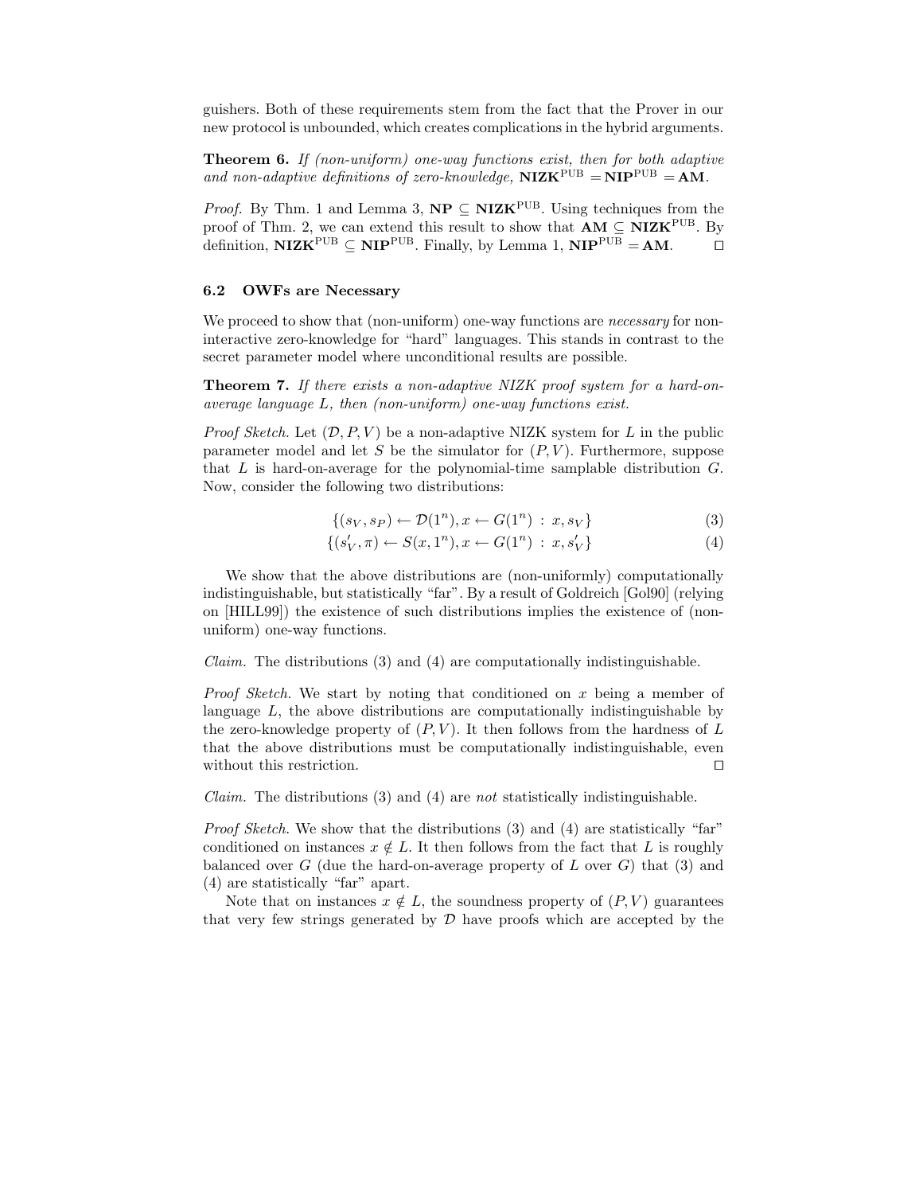guishers. Both of these requirements stem from the fact that the Prover in our new protocol is unbounded, which creates complications in the hybrid arguments.

**Theorem 6.** *If (non-uniform) one-way functions exist, then for both adaptive and non-adaptive definitions of zero-knowledge,* $\mathbf{NIZK}^{\text{PUB}} = \mathbf{NIP}^{\text{PUB}} = \mathbf{AM}$.

*Proof.* By Thm. 1 and Lemma 3, $\mathbf{NP} \subseteq \mathbf{NIZK}^{\text{PUB}}$. Using techniques from the proof of Thm. 2, we can extend this result to show that $\mathbf{AM} \subseteq \mathbf{NIZK}^{\text{PUB}}$. By definition, $\mathbf{NIZK}^{\text{PUB}} \subseteq \mathbf{NIP}^{\text{PUB}}$. Finally, by Lemma 1, $\mathbf{NIP}^{\text{PUB}} = \mathbf{AM}$. ◻

### 6.2 OWFs are Necessary

We proceed to show that (non-uniform) one-way functions are *necessary* for non-interactive zero-knowledge for "hard" languages. This stands in contrast to the secret parameter model where unconditional results are possible.

**Theorem 7.** *If there exists a non-adaptive NIZK proof system for a hard-on-average language $L$, then (non-uniform) one-way functions exist.*

*Proof Sketch.* Let $(\mathcal{D}, P, V)$ be a non-adaptive NIZK system for $L$ in the public parameter model and let $S$ be the simulator for $(P, V)$. Furthermore, suppose that $L$ is hard-on-average for the polynomial-time samplable distribution $G$. Now, consider the following two distributions:

$$\{(s_V, s_P) \leftarrow \mathcal{D}(1^n), x \leftarrow G(1^n) \;:\; x, s_V\} \tag{3}$$

$$\{(s'_V, \pi) \leftarrow S(x, 1^n), x \leftarrow G(1^n) \;:\; x, s'_V\} \tag{4}$$

We show that the above distributions are (non-uniformly) computationally indistinguishable, but statistically "far". By a result of Goldreich [Gol90] (relying on [HILL99]) the existence of such distributions implies the existence of (non-uniform) one-way functions.

*Claim.* The distributions (3) and (4) are computationally indistinguishable.

*Proof Sketch.* We start by noting that conditioned on $x$ being a member of language $L$, the above distributions are computationally indistinguishable by the zero-knowledge property of $(P, V)$. It then follows from the hardness of $L$ that the above distributions must be computationally indistinguishable, even without this restriction. ◻

*Claim.* The distributions (3) and (4) are *not* statistically indistinguishable.

*Proof Sketch.* We show that the distributions (3) and (4) are statistically "far" conditioned on instances $x \notin L$. It then follows from the fact that $L$ is roughly balanced over $G$ (due the hard-on-average property of $L$ over $G$) that (3) and (4) are statistically "far" apart.

Note that on instances $x \notin L$, the soundness property of $(P, V)$ guarantees that very few strings generated by $\mathcal{D}$ have proofs which are accepted by the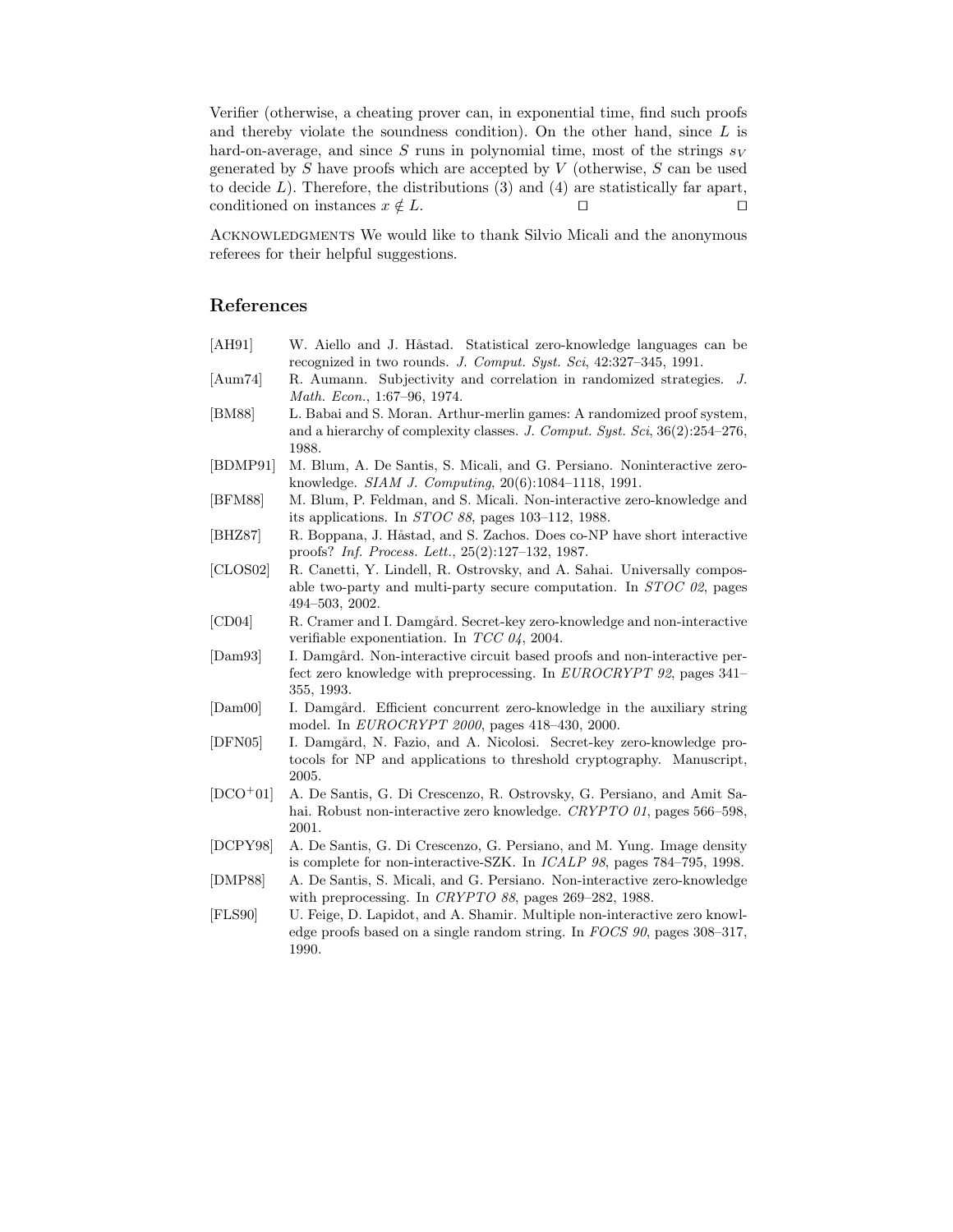Verifier (otherwise, a cheating prover can, in exponential time, find such proofs and thereby violate the soundness condition). On the other hand, since $L$ is hard-on-average, and since $S$ runs in polynomial time, most of the strings $s_V$ generated by $S$ have proofs which are accepted by $V$ (otherwise, $S$ can be used to decide $L$). Therefore, the distributions (3) and (4) are statistically far apart, conditioned on instances $x \notin L$. □ □

Acknowledgments We would like to thank Silvio Micali and the anonymous referees for their helpful suggestions.

## References

[AH91] W. Aiello and J. Håstad. Statistical zero-knowledge languages can be recognized in two rounds. *J. Comput. Syst. Sci*, 42:327–345, 1991.

[Aum74] R. Aumann. Subjectivity and correlation in randomized strategies. *J. Math. Econ.*, 1:67–96, 1974.

[BM88] L. Babai and S. Moran. Arthur-merlin games: A randomized proof system, and a hierarchy of complexity classes. *J. Comput. Syst. Sci*, 36(2):254–276, 1988.

[BDMP91] M. Blum, A. De Santis, S. Micali, and G. Persiano. Noninteractive zero-knowledge. *SIAM J. Computing*, 20(6):1084–1118, 1991.

[BFM88] M. Blum, P. Feldman, and S. Micali. Non-interactive zero-knowledge and its applications. In *STOC 88*, pages 103–112, 1988.

[BHZ87] R. Boppana, J. Håstad, and S. Zachos. Does co-NP have short interactive proofs? *Inf. Process. Lett.*, 25(2):127–132, 1987.

[CLOS02] R. Canetti, Y. Lindell, R. Ostrovsky, and A. Sahai. Universally composable two-party and multi-party secure computation. In *STOC 02*, pages 494–503, 2002.

[CD04] R. Cramer and I. Damgård. Secret-key zero-knowledge and non-interactive verifiable exponentiation. In *TCC 04*, 2004.

[Dam93] I. Damgård. Non-interactive circuit based proofs and non-interactive perfect zero knowledge with preprocessing. In *EUROCRYPT 92*, pages 341–355, 1993.

[Dam00] I. Damgård. Efficient concurrent zero-knowledge in the auxiliary string model. In *EUROCRYPT 2000*, pages 418–430, 2000.

[DFN05] I. Damgård, N. Fazio, and A. Nicolosi. Secret-key zero-knowledge protocols for NP and applications to threshold cryptography. Manuscript, 2005.

[DCO+01] A. De Santis, G. Di Crescenzo, R. Ostrovsky, G. Persiano, and Amit Sahai. Robust non-interactive zero knowledge. *CRYPTO 01*, pages 566–598, 2001.

[DCPY98] A. De Santis, G. Di Crescenzo, G. Persiano, and M. Yung. Image density is complete for non-interactive-SZK. In *ICALP 98*, pages 784–795, 1998.

[DMP88] A. De Santis, S. Micali, and G. Persiano. Non-interactive zero-knowledge with preprocessing. In *CRYPTO 88*, pages 269–282, 1988.

[FLS90] U. Feige, D. Lapidot, and A. Shamir. Multiple non-interactive zero knowledge proofs based on a single random string. In *FOCS 90*, pages 308–317, 1990.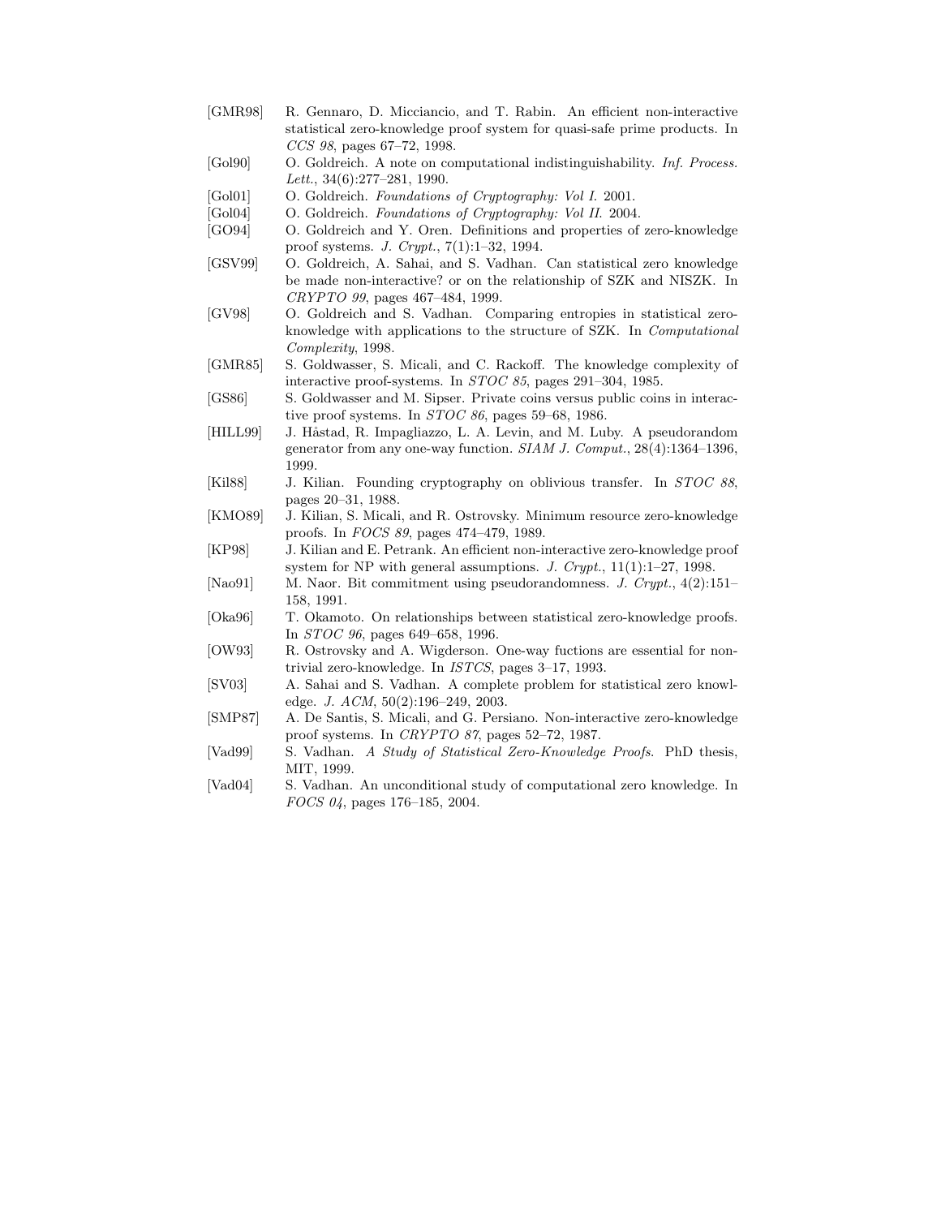[GMR98] R. Gennaro, D. Micciancio, and T. Rabin. An efficient non-interactive statistical zero-knowledge proof system for quasi-safe prime products. In *CCS 98*, pages 67–72, 1998.

[Gol90] O. Goldreich. A note on computational indistinguishability. *Inf. Process. Lett.*, 34(6):277–281, 1990.

[Gol01] O. Goldreich. *Foundations of Cryptography: Vol I.* 2001.

[Gol04] O. Goldreich. *Foundations of Cryptography: Vol II.* 2004.

[GO94] O. Goldreich and Y. Oren. Definitions and properties of zero-knowledge proof systems. *J. Crypt.*, 7(1):1–32, 1994.

[GSV99] O. Goldreich, A. Sahai, and S. Vadhan. Can statistical zero knowledge be made non-interactive? or on the relationship of SZK and NISZK. In *CRYPTO 99*, pages 467–484, 1999.

[GV98] O. Goldreich and S. Vadhan. Comparing entropies in statistical zero-knowledge with applications to the structure of SZK. In *Computational Complexity*, 1998.

[GMR85] S. Goldwasser, S. Micali, and C. Rackoff. The knowledge complexity of interactive proof-systems. In *STOC 85*, pages 291–304, 1985.

[GS86] S. Goldwasser and M. Sipser. Private coins versus public coins in interactive proof systems. In *STOC 86*, pages 59–68, 1986.

[HILL99] J. Håstad, R. Impagliazzo, L. A. Levin, and M. Luby. A pseudorandom generator from any one-way function. *SIAM J. Comput.*, 28(4):1364–1396, 1999.

[Kil88] J. Kilian. Founding cryptography on oblivious transfer. In *STOC 88*, pages 20–31, 1988.

[KMO89] J. Kilian, S. Micali, and R. Ostrovsky. Minimum resource zero-knowledge proofs. In *FOCS 89*, pages 474–479, 1989.

[KP98] J. Kilian and E. Petrank. An efficient non-interactive zero-knowledge proof system for NP with general assumptions. *J. Crypt.*, 11(1):1–27, 1998.

[Nao91] M. Naor. Bit commitment using pseudorandomness. *J. Crypt.*, 4(2):151–158, 1991.

[Oka96] T. Okamoto. On relationships between statistical zero-knowledge proofs. In *STOC 96*, pages 649–658, 1996.

[OW93] R. Ostrovsky and A. Wigderson. One-way fuctions are essential for non-trivial zero-knowledge. In *ISTCS*, pages 3–17, 1993.

[SV03] A. Sahai and S. Vadhan. A complete problem for statistical zero knowledge. *J. ACM*, 50(2):196–249, 2003.

[SMP87] A. De Santis, S. Micali, and G. Persiano. Non-interactive zero-knowledge proof systems. In *CRYPTO 87*, pages 52–72, 1987.

[Vad99] S. Vadhan. *A Study of Statistical Zero-Knowledge Proofs*. PhD thesis, MIT, 1999.

[Vad04] S. Vadhan. An unconditional study of computational zero knowledge. In *FOCS 04*, pages 176–185, 2004.